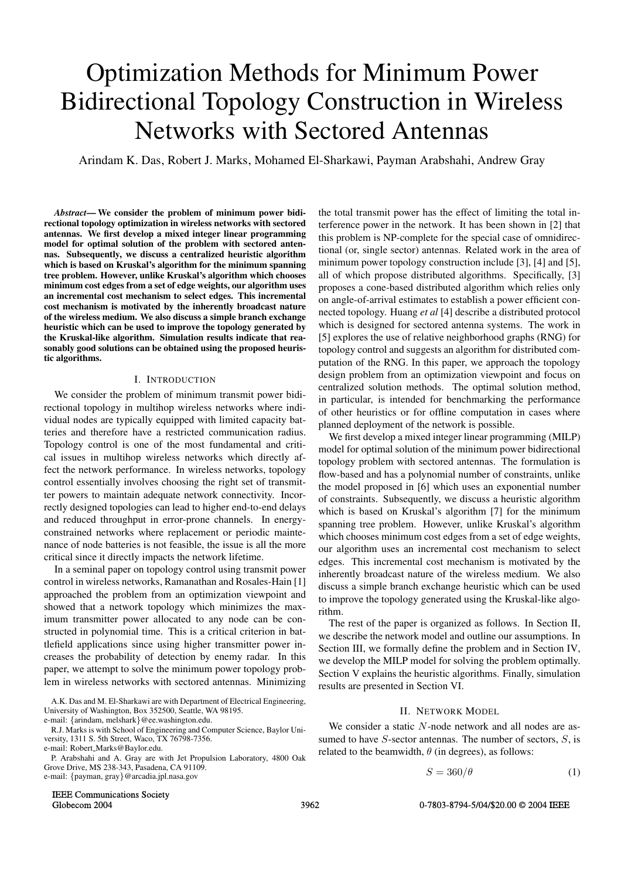# Optimization Methods for Minimum Power Bidirectional Topology Construction in Wireless Networks with Sectored Antennas

Arindam K. Das, Robert J. Marks, Mohamed El-Sharkawi, Payman Arabshahi, Andrew Gray

***Abstract*— We consider the problem of minimum power bidirectional topology optimization in wireless networks with sectored antennas. We first develop a mixed integer linear programming model for optimal solution of the problem with sectored antennas. Subsequently, we discuss a centralized heuristic algorithm which is based on Kruskal's algorithm for the minimum spanning tree problem. However, unlike Kruskal's algorithm which chooses minimum cost edges from a set of edge weights, our algorithm uses an incremental cost mechanism to select edges. This incremental cost mechanism is motivated by the inherently broadcast nature of the wireless medium. We also discuss a simple branch exchange heuristic which can be used to improve the topology generated by the Kruskal-like algorithm. Simulation results indicate that reasonably good solutions can be obtained using the proposed heuristic algorithms.**

## I. Introduction

We consider the problem of minimum transmit power bidirectional topology in multihop wireless networks where individual nodes are typically equipped with limited capacity batteries and therefore have a restricted communication radius. Topology control is one of the most fundamental and critical issues in multihop wireless networks which directly affect the network performance. In wireless networks, topology control essentially involves choosing the right set of transmitter powers to maintain adequate network connectivity. Incorrectly designed topologies can lead to higher end-to-end delays and reduced throughput in error-prone channels. In energy-constrained networks where replacement or periodic maintenance of node batteries is not feasible, the issue is all the more critical since it directly impacts the network lifetime.

In a seminal paper on topology control using transmit power control in wireless networks, Ramanathan and Rosales-Hain [1] approached the problem from an optimization viewpoint and showed that a network topology which minimizes the maximum transmitter power allocated to any node can be constructed in polynomial time. This is a critical criterion in battlefield applications since using higher transmitter power increases the probability of detection by enemy radar. In this paper, we attempt to solve the minimum power topology problem in wireless networks with sectored antennas. Minimizing the total transmit power has the effect of limiting the total interference power in the network. It has been shown in [2] that this problem is NP-complete for the special case of omnidirectional (or, single sector) antennas. Related work in the area of minimum power topology construction include [3], [4] and [5], all of which propose distributed algorithms. Specifically, [3] proposes a cone-based distributed algorithm which relies only on angle-of-arrival estimates to establish a power efficient connected topology. Huang *et al* [4] describe a distributed protocol which is designed for sectored antenna systems. The work in [5] explores the use of relative neighborhood graphs (RNG) for topology control and suggests an algorithm for distributed computation of the RNG. In this paper, we approach the topology design problem from an optimization viewpoint and focus on centralized solution methods. The optimal solution method, in particular, is intended for benchmarking the performance of other heuristics or for offline computation in cases where planned deployment of the network is possible.

We first develop a mixed integer linear programming (MILP) model for optimal solution of the minimum power bidirectional topology problem with sectored antennas. The formulation is flow-based and has a polynomial number of constraints, unlike the model proposed in [6] which uses an exponential number of constraints. Subsequently, we discuss a heuristic algorithm which is based on Kruskal's algorithm [7] for the minimum spanning tree problem. However, unlike Kruskal's algorithm which chooses minimum cost edges from a set of edge weights, our algorithm uses an incremental cost mechanism to select edges. This incremental cost mechanism is motivated by the inherently broadcast nature of the wireless medium. We also discuss a simple branch exchange heuristic which can be used to improve the topology generated using the Kruskal-like algorithm.

The rest of the paper is organized as follows. In Section II, we describe the network model and outline our assumptions. In Section III, we formally define the problem and in Section IV, we develop the MILP model for solving the problem optimally. Section V explains the heuristic algorithms. Finally, simulation results are presented in Section VI.

## II. Network Model

We consider a static $N$-node network and all nodes are assumed to have $S$-sector antennas. The number of sectors, $S$, is related to the beamwidth, $\theta$ (in degrees), as follows:

$$S = 360/\theta \tag{1}$$

A.K. Das and M. El-Sharkawi are with Department of Electrical Engineering, University of Washington, Box 352500, Seattle, WA 98195.
e-mail: {arindam, melshark}@ee.washington.edu.

R.J. Marks is with School of Engineering and Computer Science, Baylor University, 1311 S. 5th Street, Waco, TX 76798-7356.
e-mail: Robert_Marks@Baylor.edu.

P. Arabshahi and A. Gray are with Jet Propulsion Laboratory, 4800 Oak Grove Drive, MS 238-343, Pasadena, CA 91109.
e-mail: {payman, gray}@arcadia.jpl.nasa.gov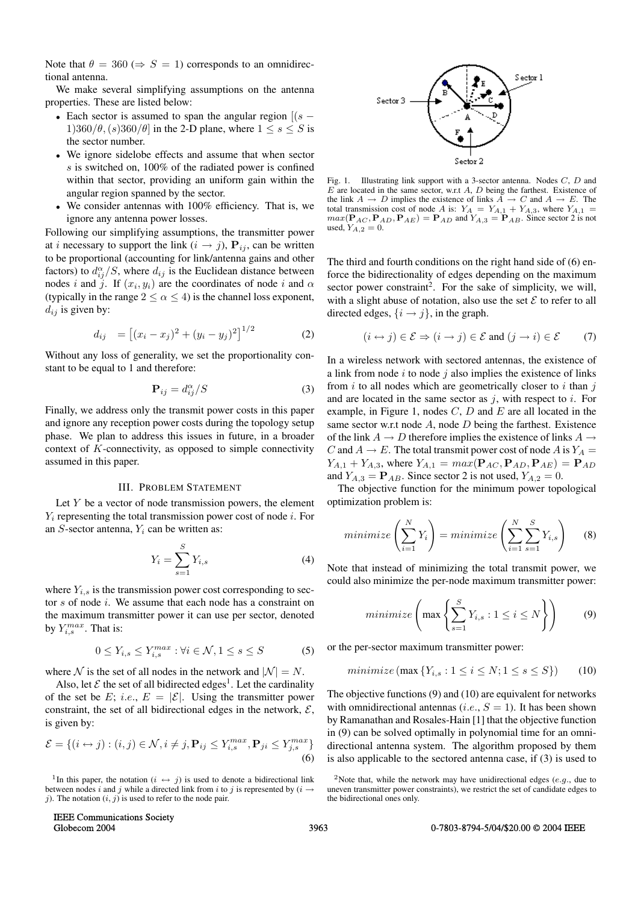Note that $\theta = 360$ ($\Rightarrow S = 1$) corresponds to an omnidirectional antenna.

We make several simplifying assumptions on the antenna properties. These are listed below:

- Each sector is assumed to span the angular region $[(s-1)360/\theta, (s)360/\theta]$ in the 2-D plane, where $1 \leq s \leq S$ is the sector number.
- We ignore sidelobe effects and assume that when sector $s$ is switched on, 100% of the radiated power is confined within that sector, providing an uniform gain within the angular region spanned by the sector.
- We consider antennas with 100% efficiency. That is, we ignore any antenna power losses.

Following our simplifying assumptions, the transmitter power at $i$ necessary to support the link $(i \rightarrow j)$, $\mathbf{P}_{ij}$, can be written to be proportional (accounting for link/antenna gains and other factors) to $d_{ij}^{\alpha}/S$, where $d_{ij}$ is the Euclidean distance between nodes $i$ and $j$. If $(x_i, y_i)$ are the coordinates of node $i$ and $\alpha$ (typically in the range $2 \leq \alpha \leq 4$) is the channel loss exponent, $d_{ij}$ is given by:

$$d_{ij} = \left[(x_i - x_j)^2 + (y_i - y_j)^2\right]^{1/2} \tag{2}$$

Without any loss of generality, we set the proportionality constant to be equal to 1 and therefore:

$$\mathbf{P}_{ij} = d_{ij}^{\alpha}/S \tag{3}$$

Finally, we address only the transmit power costs in this paper and ignore any reception power costs during the topology setup phase. We plan to address this issues in future, in a broader context of $K$-connectivity, as opposed to simple connectivity assumed in this paper.

## III. Problem Statement

Let $Y$ be a vector of node transmission powers, the element $Y_i$ representing the total transmission power cost of node $i$. For an $S$-sector antenna, $Y_i$ can be written as:

$$Y_i = \sum_{s=1}^{S} Y_{i,s} \tag{4}$$

where $Y_{i,s}$ is the transmission power cost corresponding to sector $s$ of node $i$. We assume that each node has a constraint on the maximum transmitter power it can use per sector, denoted by $Y_{i,s}^{max}$. That is:

$$0 \leq Y_{i,s} \leq Y_{i,s}^{max} : \forall i \in \mathcal{N}, 1 \leq s \leq S \tag{5}$$

where $\mathcal{N}$ is the set of all nodes in the network and $|\mathcal{N}| = N$.

Also, let $\mathcal{E}$ the set of all bidirected edges[1]. Let the cardinality of the set be $E$; *i.e.*, $E = |\mathcal{E}|$. Using the transmitter power constraint, the set of all bidirectional edges in the network, $\mathcal{E}$, is given by:

$$\mathcal{E} = \{(i \leftrightarrow j) : (i,j) \in \mathcal{N}, i \neq j, \mathbf{P}_{ij} \leq Y_{i,s}^{max}, \mathbf{P}_{ji} \leq Y_{j,s}^{max}\} \tag{6}$$

[1] In this paper, the notation $(i \leftrightarrow j)$ is used to denote a bidirectional link between nodes $i$ and $j$ while a directed link from $i$ to $j$ is represented by $(i \rightarrow j)$. The notation $(i, j)$ is used to refer to the node pair.

Fig. 1. Illustrating link support with a 3-sector antenna. Nodes $C$, $D$ and $E$ are located in the same sector, w.r.t $A$, $D$ being the farthest. Existence of the link $A \rightarrow D$ implies the existence of links $A \rightarrow C$ and $A \rightarrow E$. The total transmission cost of node $A$ is: $Y_A = Y_{A,1} + Y_{A,3}$, where $Y_{A,1} = max(\mathbf{P}_{AC}, \mathbf{P}_{AD}, \mathbf{P}_{AE}) = \mathbf{P}_{AD}$ and $Y_{A,3} = \mathbf{P}_{AB}$. Since sector 2 is not used, $Y_{A,2} = 0$.

The third and fourth conditions on the right hand side of (6) enforce the bidirectionality of edges depending on the maximum sector power constraint[2]. For the sake of simplicity, we will, with a slight abuse of notation, also use the set $\mathcal{E}$ to refer to all directed edges, $\{i \rightarrow j\}$, in the graph.

$$(i \leftrightarrow j) \in \mathcal{E} \Rightarrow (i \rightarrow j) \in \mathcal{E} \text{ and } (j \rightarrow i) \in \mathcal{E} \tag{7}$$

In a wireless network with sectored antennas, the existence of a link from node $i$ to node $j$ also implies the existence of links from $i$ to all nodes which are geometrically closer to $i$ than $j$ and are located in the same sector as $j$, with respect to $i$. For example, in Figure 1, nodes $C$, $D$ and $E$ are all located in the same sector w.r.t node $A$, node $D$ being the farthest. Existence of the link $A \rightarrow D$ therefore implies the existence of links $A \rightarrow C$ and $A \rightarrow E$. The total transmit power cost of node $A$ is $Y_A = Y_{A,1} + Y_{A,3}$, where $Y_{A,1} = max(\mathbf{P}_{AC}, \mathbf{P}_{AD}, \mathbf{P}_{AE}) = \mathbf{P}_{AD}$ and $Y_{A,3} = \mathbf{P}_{AB}$. Since sector 2 is not used, $Y_{A,2} = 0$.

The objective function for the minimum power topological optimization problem is:

$$minimize\left(\sum_{i=1}^{N} Y_i\right) = minimize\left(\sum_{i=1}^{N}\sum_{s=1}^{S} Y_{i,s}\right) \tag{8}$$

Note that instead of minimizing the total transmit power, we could also minimize the per-node maximum transmitter power:

$$minimize\left(\max\left\{\sum_{s=1}^{S} Y_{i,s} : 1 \leq i \leq N\right\}\right) \tag{9}$$

or the per-sector maximum transmitter power:

$$minimize\left(\max\left\{Y_{i,s} : 1 \leq i \leq N; 1 \leq s \leq S\right\}\right) \tag{10}$$

The objective functions (9) and (10) are equivalent for networks with omnidirectional antennas (*i.e.*, $S = 1$). It has been shown by Ramanathan and Rosales-Hain [1] that the objective function in (9) can be solved optimally in polynomial time for an omnidirectional antenna system. The algorithm proposed by them is also applicable to the sectored antenna case, if (3) is used to

[2] Note that, while the network may have unidirectional edges (*e.g.*, due to uneven transmitter power constraints), we restrict the set of candidate edges to the bidirectional ones only.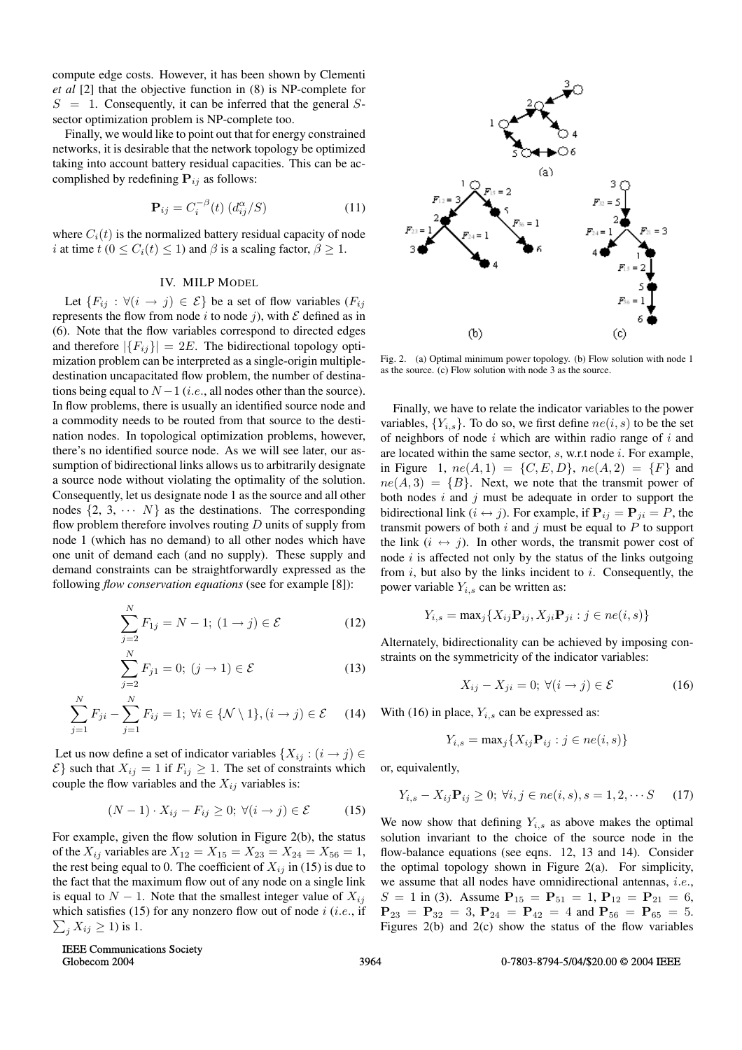compute edge costs. However, it has been shown by Clementi *et al* [2] that the objective function in (8) is NP-complete for $S = 1$. Consequently, it can be inferred that the general $S$-sector optimization problem is NP-complete too.

Finally, we would like to point out that for energy constrained networks, it is desirable that the network topology be optimized taking into account battery residual capacities. This can be accomplished by redefining $\mathbf{P}_{ij}$ as follows:

$$\mathbf{P}_{ij} = C_i^{-\beta}(t)\;(d_{ij}^{\alpha}/S) \tag{11}$$

where $C_i(t)$ is the normalized battery residual capacity of node $i$ at time $t$ ($0 \leq C_i(t) \leq 1$) and $\beta$ is a scaling factor, $\beta \geq 1$.

## IV. MILP Model

Let $\{F_{ij} : \forall(i \rightarrow j) \in \mathcal{E}\}$ be a set of flow variables ($F_{ij}$ represents the flow from node $i$ to node $j$), with $\mathcal{E}$ defined as in (6). Note that the flow variables correspond to directed edges and therefore $|\{F_{ij}\}| = 2E$. The bidirectional topology optimization problem can be interpreted as a single-origin multiple-destination uncapacitated flow problem, the number of destinations being equal to $N-1$ (*i.e.*, all nodes other than the source). In flow problems, there is usually an identified source node and a commodity needs to be routed from that source to the destination nodes. In topological optimization problems, however, there's no identified source node. As we will see later, our assumption of bidirectional links allows us to arbitrarily designate a source node without violating the optimality of the solution. Consequently, let us designate node 1 as the source and all other nodes $\{2, 3, \cdots N\}$ as the destinations. The corresponding flow problem therefore involves routing $D$ units of supply from node 1 (which has no demand) to all other nodes which have one unit of demand each (and no supply). These supply and demand constraints can be straightforwardly expressed as the following *flow conservation equations* (see for example [8]):

$$\sum_{j=2}^{N} F_{1j} = N-1;\; (1 \rightarrow j) \in \mathcal{E} \tag{12}$$

$$\sum_{j=2}^{N} F_{j1} = 0;\; (j \rightarrow 1) \in \mathcal{E} \tag{13}$$

$$\sum_{j=1}^{N} F_{ji} - \sum_{j=1}^{N} F_{ij} = 1;\; \forall i \in \{\mathcal{N} \setminus 1\}, (i \rightarrow j) \in \mathcal{E} \tag{14}$$

Let us now define a set of indicator variables $\{X_{ij} : (i \rightarrow j) \in \mathcal{E}\}$ such that $X_{ij} = 1$ if $F_{ij} \geq 1$. The set of constraints which couple the flow variables and the $X_{ij}$ variables is:

$$(N-1) \cdot X_{ij} - F_{ij} \geq 0;\; \forall(i \rightarrow j) \in \mathcal{E} \tag{15}$$

For example, given the flow solution in Figure 2(b), the status of the $X_{ij}$ variables are $X_{12} = X_{15} = X_{23} = X_{24} = X_{56} = 1$, the rest being equal to 0. The coefficient of $X_{ij}$ in (15) is due to the fact that the maximum flow out of any node on a single link is equal to $N-1$. Note that the smallest integer value of $X_{ij}$ which satisfies (15) for any nonzero flow out of node $i$ (*i.e.*, if $\sum_j X_{ij} \geq 1$) is 1.

Fig. 2. (a) Optimal minimum power topology. (b) Flow solution with node 1 as the source. (c) Flow solution with node 3 as the source.

Finally, we have to relate the indicator variables to the power variables, $\{Y_{i,s}\}$. To do so, we first define $ne(i,s)$ to be the set of neighbors of node $i$ which are within radio range of $i$ and are located within the same sector, $s$, w.r.t node $i$. For example, in Figure 1, $ne(A,1) = \{C, E, D\}$, $ne(A,2) = \{F\}$ and $ne(A,3) = \{B\}$. Next, we note that the transmit power of both nodes $i$ and $j$ must be adequate in order to support the bidirectional link ($i \leftrightarrow j$). For example, if $\mathbf{P}_{ij} = \mathbf{P}_{ji} = P$, the transmit powers of both $i$ and $j$ must be equal to $P$ to support the link ($i \leftrightarrow j$). In other words, the transmit power cost of node $i$ is affected not only by the status of the links outgoing from $i$, but also by the links incident to $i$. Consequently, the power variable $Y_{i,s}$ can be written as:

$$Y_{i,s} = \max_j\{X_{ij}\mathbf{P}_{ij}, X_{ji}\mathbf{P}_{ji} : j \in ne(i,s)\}$$

Alternately, bidirectionality can be achieved by imposing constraints on the symmetricity of the indicator variables:

$$X_{ij} - X_{ji} = 0;\; \forall(i \rightarrow j) \in \mathcal{E} \tag{16}$$

With (16) in place, $Y_{i,s}$ can be expressed as:

$$Y_{i,s} = \max_j\{X_{ij}\mathbf{P}_{ij} : j \in ne(i,s)\}$$

or, equivalently,

$$Y_{i,s} - X_{ij}\mathbf{P}_{ij} \geq 0;\; \forall i, j \in ne(i,s), s = 1, 2, \cdots S \tag{17}$$

We now show that defining $Y_{i,s}$ as above makes the optimal solution invariant to the choice of the source node in the flow-balance equations (see eqns. 12, 13 and 14). Consider the optimal topology shown in Figure 2(a). For simplicity, we assume that all nodes have omnidirectional antennas, *i.e.*, $S = 1$ in (3). Assume $\mathbf{P}_{15} = \mathbf{P}_{51} = 1$, $\mathbf{P}_{12} = \mathbf{P}_{21} = 6$, $\mathbf{P}_{23} = \mathbf{P}_{32} = 3$, $\mathbf{P}_{24} = \mathbf{P}_{42} = 4$ and $\mathbf{P}_{56} = \mathbf{P}_{65} = 5$. Figures 2(b) and 2(c) show the status of the flow variables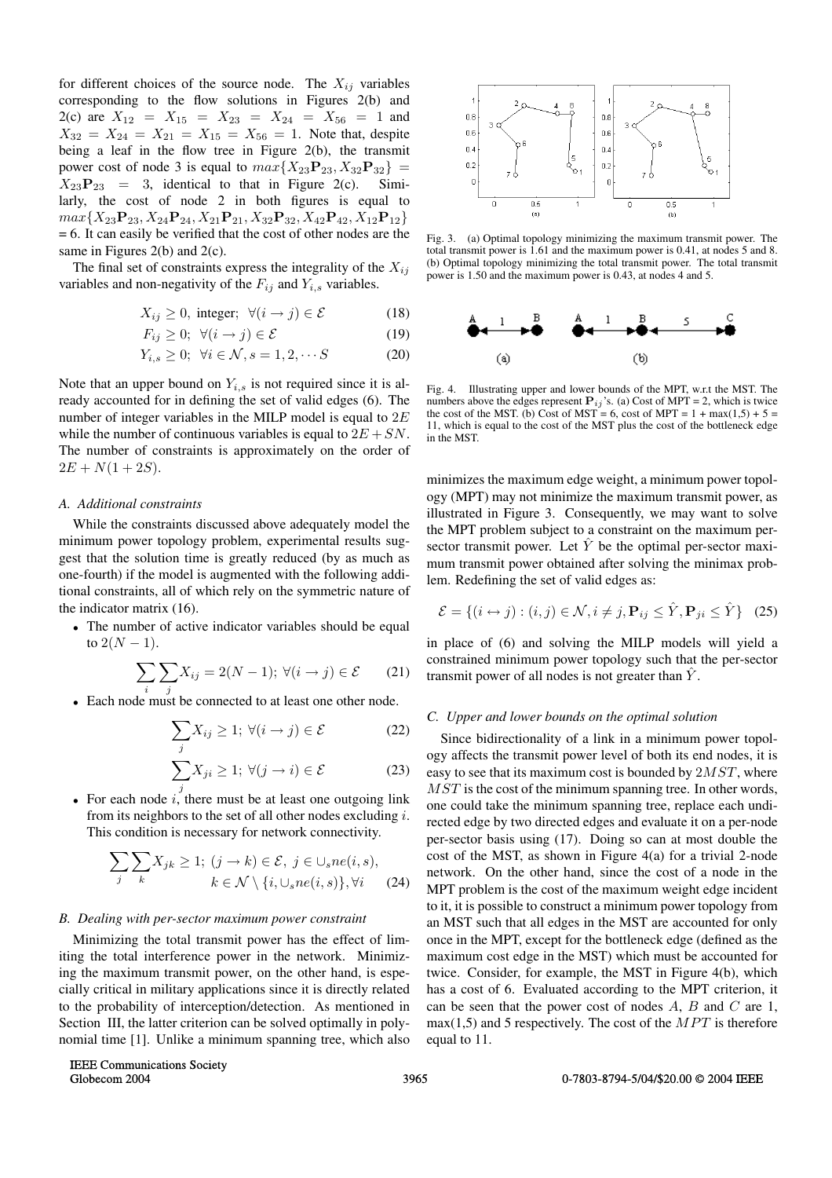for different choices of the source node. The $X_{ij}$ variables corresponding to the flow solutions in Figures 2(b) and 2(c) are $X_{12} = X_{15} = X_{23} = X_{24} = X_{56} = 1$ and $X_{32} = X_{24} = X_{21} = X_{15} = X_{56} = 1$. Note that, despite being a leaf in the flow tree in Figure 2(b), the transmit power cost of node 3 is equal to $max\{X_{23}\mathbf{P}_{23}, X_{32}\mathbf{P}_{32}\} = X_{23}\mathbf{P}_{23} = 3$, identical to that in Figure 2(c). Similarly, the cost of node 2 in both figures is equal to $max\{X_{23}\mathbf{P}_{23}, X_{24}\mathbf{P}_{24}, X_{21}\mathbf{P}_{21}, X_{32}\mathbf{P}_{32}, X_{42}\mathbf{P}_{42}, X_{12}\mathbf{P}_{12}\}$ = 6. It can easily be verified that the cost of other nodes are the same in Figures 2(b) and 2(c).

The final set of constraints express the integrality of the $X_{ij}$ variables and non-negativity of the $F_{ij}$ and $Y_{i,s}$ variables.

$$X_{ij} \geq 0, \text{ integer}; \ \forall (i \rightarrow j) \in \mathcal{E} \tag{18}$$

$$F_{ij} \geq 0; \ \forall (i \rightarrow j) \in \mathcal{E} \tag{19}$$

$$Y_{i,s} \geq 0; \ \forall i \in \mathcal{N}, s = 1, 2, \cdots S \tag{20}$$

Note that an upper bound on $Y_{i,s}$ is not required since it is already accounted for in defining the set of valid edges (6). The number of integer variables in the MILP model is equal to $2E$ while the number of continuous variables is equal to $2E + SN$. The number of constraints is approximately on the order of $2E + N(1 + 2S)$.

### A. Additional constraints

While the constraints discussed above adequately model the minimum power topology problem, experimental results suggest that the solution time is greatly reduced (by as much as one-fourth) if the model is augmented with the following additional constraints, all of which rely on the symmetric nature of the indicator matrix (16).

- The number of active indicator variables should be equal to $2(N-1)$.

$$\sum_i \sum_j X_{ij} = 2(N-1); \ \forall (i \rightarrow j) \in \mathcal{E} \tag{21}$$

- Each node must be connected to at least one other node.

$$\sum_j X_{ij} \geq 1; \ \forall (i \rightarrow j) \in \mathcal{E} \tag{22}$$

$$\sum_j X_{ji} \geq 1; \ \forall (j \rightarrow i) \in \mathcal{E} \tag{23}$$

- For each node $i$, there must be at least one outgoing link from its neighbors to the set of all other nodes excluding $i$. This condition is necessary for network connectivity.

$$\sum_j \sum_k X_{jk} \geq 1; \ (j \rightarrow k) \in \mathcal{E}, \ j \in \cup_s ne(i,s), \\ k \in \mathcal{N} \setminus \{i, \cup_s ne(i,s)\}, \forall i \tag{24}$$

### B. Dealing with per-sector maximum power constraint

Minimizing the total transmit power has the effect of limiting the total interference power in the network. Minimizing the maximum transmit power, on the other hand, is especially critical in military applications since it is directly related to the probability of interception/detection. As mentioned in Section III, the latter criterion can be solved optimally in polynomial time [1]. Unlike a minimum spanning tree, which also minimizes the maximum edge weight, a minimum power topology (MPT) may not minimize the maximum transmit power, as illustrated in Figure 3. Consequently, we may want to solve the MPT problem subject to a constraint on the maximum per-sector transmit power. Let $\hat{Y}$ be the optimal per-sector maximum transmit power obtained after solving the minimax problem. Redefining the set of valid edges as:

$$\mathcal{E} = \{(i \leftrightarrow j) : (i,j) \in \mathcal{N}, i \neq j, \mathbf{P}_{ij} \leq \hat{Y}, \mathbf{P}_{ji} \leq \hat{Y}\} \tag{25}$$

in place of (6) and solving the MILP models will yield a constrained minimum power topology such that the per-sector transmit power of all nodes is not greater than $\hat{Y}$.

Fig. 3. (a) Optimal topology minimizing the maximum transmit power. The total transmit power is 1.61 and the maximum power is 0.41, at nodes 5 and 8. (b) Optimal topology minimizing the total transmit power. The total transmit power is 1.50 and the maximum power is 0.43, at nodes 4 and 5.

Fig. 4. Illustrating upper and lower bounds of the MPT, w.r.t the MST. The numbers above the edges represent $\mathbf{P}_{ij}$'s. (a) Cost of MPT = 2, which is twice the cost of the MST. (b) Cost of MST = 6, cost of MPT = 1 + max(1,5) + 5 = 11, which is equal to the cost of the MST plus the cost of the bottleneck edge in the MST.

### C. Upper and lower bounds on the optimal solution

Since bidirectionality of a link in a minimum power topology affects the transmit power level of both its end nodes, it is easy to see that its maximum cost is bounded by $2MST$, where $MST$ is the cost of the minimum spanning tree. In other words, one could take the minimum spanning tree, replace each undirected edge by two directed edges and evaluate it on a per-node per-sector basis using (17). Doing so can at most double the cost of the MST, as shown in Figure 4(a) for a trivial 2-node network. On the other hand, since the cost of a node in the MPT problem is the cost of the maximum weight edge incident to it, it is possible to construct a minimum power topology from an MST such that all edges in the MST are accounted for only once in the MPT, except for the bottleneck edge (defined as the maximum cost edge in the MST) which must be accounted for twice. Consider, for example, the MST in Figure 4(b), which has a cost of 6. Evaluated according to the MPT criterion, it can be seen that the power cost of nodes $A$, $B$ and $C$ are 1, max(1,5) and 5 respectively. The cost of the $MPT$ is therefore equal to 11.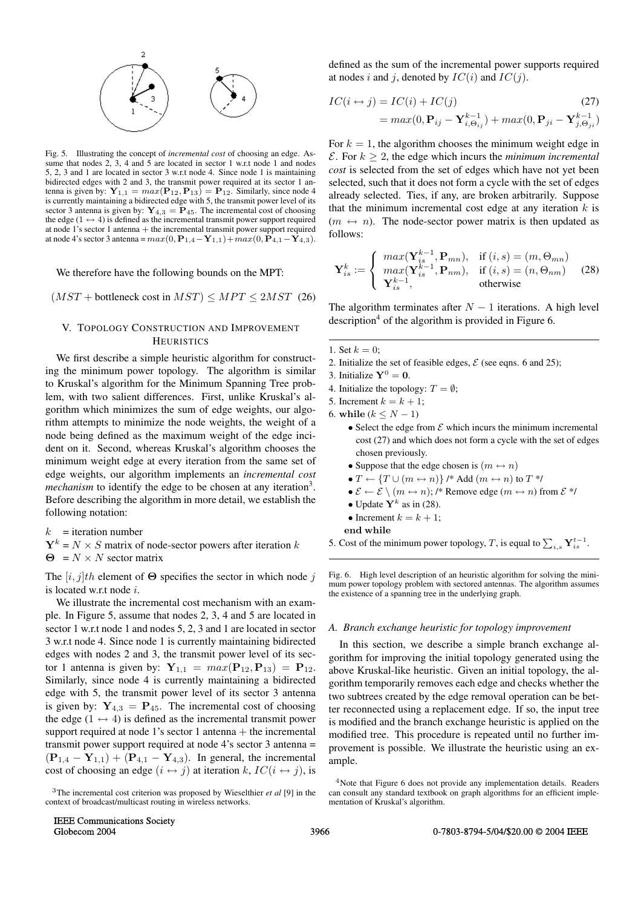Fig. 5. Illustrating the concept of *incremental cost* of choosing an edge. Assume that nodes 2, 3, 4 and 5 are located in sector 1 w.r.t node 1 and nodes 5, 2, 3 and 1 are located in sector 3 w.r.t node 4. Since node 1 is maintaining bidirected edges with 2 and 3, the transmit power required at its sector 1 antenna is given by: $\mathbf{Y}_{1,1} = max(\mathbf{P}_{12}, \mathbf{P}_{13}) = \mathbf{P}_{12}$. Similarly, since node 4 is currently maintaining a bidirected edge with 5, the transmit power level of its sector 3 antenna is given by: $\mathbf{Y}_{4,3} = \mathbf{P}_{45}$. The incremental cost of choosing the edge $(1 \leftrightarrow 4)$ is defined as the incremental transmit power support required at node 1's sector 1 antenna + the incremental transmit power support required at node 4's sector 3 antenna = $max(0, \mathbf{P}_{1,4} - \mathbf{Y}_{1,1}) + max(0, \mathbf{P}_{4,1} - \mathbf{Y}_{4,3})$.

We therefore have the following bounds on the MPT:

$$(MST + \text{bottleneck cost in } MST) \leq MPT \leq 2MST \quad (26)$$

## V. Topology Construction and Improvement Heuristics

We first describe a simple heuristic algorithm for constructing the minimum power topology. The algorithm is similar to Kruskal's algorithm for the Minimum Spanning Tree problem, with two salient differences. First, unlike Kruskal's algorithm which minimizes the sum of edge weights, our algorithm attempts to minimize the node weights, the weight of a node being defined as the maximum weight of the edge incident on it. Second, whereas Kruskal's algorithm chooses the minimum weight edge at every iteration from the same set of edge weights, our algorithm implements an *incremental cost mechanism* to identify the edge to be chosen at any iteration[3]. Before describing the algorithm in more detail, we establish the following notation:

$k$ = iteration number
$\mathbf{Y}^k$ = $N \times S$ matrix of node-sector powers after iteration $k$
$\mathbf{\Theta}$ = $N \times N$ sector matrix

The $[i, j]th$ element of $\mathbf{\Theta}$ specifies the sector in which node $j$ is located w.r.t node $i$.

We illustrate the incremental cost mechanism with an example. In Figure 5, assume that nodes 2, 3, 4 and 5 are located in sector 1 w.r.t node 1 and nodes 5, 2, 3 and 1 are located in sector 3 w.r.t node 4. Since node 1 is currently maintaining bidirected edges with nodes 2 and 3, the transmit power level of its sector 1 antenna is given by: $\mathbf{Y}_{1,1} = max(\mathbf{P}_{12}, \mathbf{P}_{13}) = \mathbf{P}_{12}$. Similarly, since node 4 is currently maintaining a bidirected edge with 5, the transmit power level of its sector 3 antenna is given by: $\mathbf{Y}_{4,3} = \mathbf{P}_{45}$. The incremental cost of choosing the edge $(1 \leftrightarrow 4)$ is defined as the incremental transmit power support required at node 1's sector 1 antenna + the incremental transmit power support required at node 4's sector 3 antenna = $(\mathbf{P}_{1,4} - \mathbf{Y}_{1,1}) + (\mathbf{P}_{4,1} - \mathbf{Y}_{4,3})$. In general, the incremental cost of choosing an edge $(i \leftrightarrow j)$ at iteration $k$, $IC(i \leftrightarrow j)$, is defined as the sum of the incremental power supports required at nodes $i$ and $j$, denoted by $IC(i)$ and $IC(j)$.

$$\begin{aligned} IC(i \leftrightarrow j) &= IC(i) + IC(j) \quad (27) \\ &= max(0, \mathbf{P}_{ij} - \mathbf{Y}^{k-1}_{i,\Theta_{ij}}) + max(0, \mathbf{P}_{ji} - \mathbf{Y}^{k-1}_{j,\Theta_{ji}}) \end{aligned}$$

For $k = 1$, the algorithm chooses the minimum weight edge in $\mathcal{E}$. For $k \geq 2$, the edge which incurs the *minimum incremental cost* is selected from the set of edges which have not yet been selected, such that it does not form a cycle with the set of edges already selected. Ties, if any, are broken arbitrarily. Suppose that the minimum incremental cost edge at any iteration $k$ is $(m \leftrightarrow n)$. The node-sector power matrix is then updated as follows:

$$\mathbf{Y}^k_{is} := \begin{cases} max(\mathbf{Y}^{k-1}_{is}, \mathbf{P}_{mn}), & \text{if } (i, s) = (m, \Theta_{mn}) \\ max(\mathbf{Y}^{k-1}_{is}, \mathbf{P}_{nm}), & \text{if } (i, s) = (n, \Theta_{nm}) \\ \mathbf{Y}^{k-1}_{is}, & \text{otherwise} \end{cases} \quad (28)$$

The algorithm terminates after $N - 1$ iterations. A high level description[4] of the algorithm is provided in Figure 6.

1. Set $k = 0$;
2. Initialize the set of feasible edges, $\mathcal{E}$ (see eqns. 6 and 25);
3. Initialize $\mathbf{Y}^0 = \mathbf{0}$.
4. Initialize the topology: $T = \emptyset$;
5. Increment $k = k + 1$;
6. **while** $(k \leq N - 1)$
   - Select the edge from $\mathcal{E}$ which incurs the minimum incremental cost (27) and which does not form a cycle with the set of edges chosen previously.
   - Suppose that the edge chosen is $(m \leftrightarrow n)$
   - $T \leftarrow \{T \cup (m \leftrightarrow n)\}$ /* Add $(m \leftrightarrow n)$ to $T$ */
   - $\mathcal{E} \leftarrow \mathcal{E} \setminus (m \leftrightarrow n)$; /* Remove edge $(m \leftrightarrow n)$ from $\mathcal{E}$ */
   - Update $\mathbf{Y}^k$ as in (28).
   - Increment $k = k + 1$;

   **end while**
7. Cost of the minimum power topology, $T$, is equal to $\sum_{i,s} \mathbf{Y}^{t-1}_{is}$.

Fig. 6. High level description of an heuristic algorithm for solving the minimum power topology problem with sectored antennas. The algorithm assumes the existence of a spanning tree in the underlying graph.

### A. Branch exchange heuristic for topology improvement

In this section, we describe a simple branch exchange algorithm for improving the initial topology generated using the above Kruskal-like heuristic. Given an initial topology, the algorithm temporarily removes each edge and checks whether the two subtrees created by the edge removal operation can be better reconnected using a replacement edge. If so, the input tree is modified and the branch exchange heuristic is applied on the modified tree. This procedure is repeated until no further improvement is possible. We illustrate the heuristic using an example.

[3] The incremental cost criterion was proposed by Wieselthier *et al* [9] in the context of broadcast/multicast routing in wireless networks.

[4] Note that Figure 6 does not provide any implementation details. Readers can consult any standard textbook on graph algorithms for an efficient implementation of Kruskal's algorithm.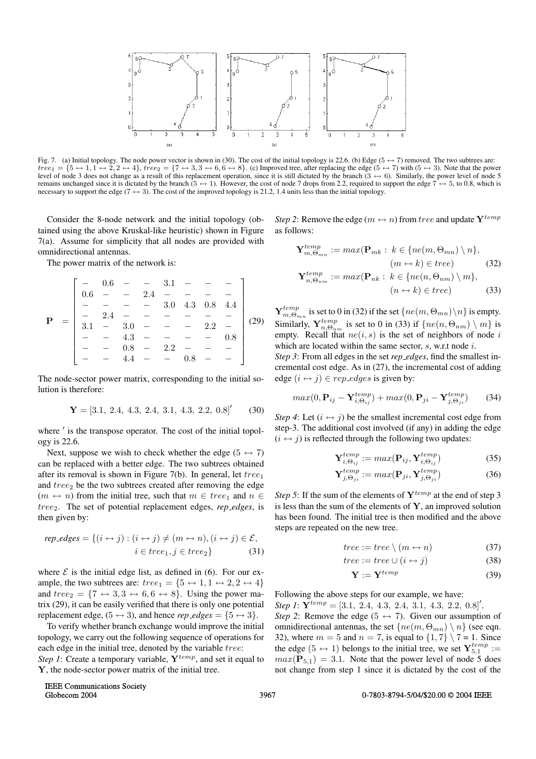Fig. 7. (a) Initial topology. The node power vector is shown in (30). The cost of the initial topology is 22.6. (b) Edge $(5 \leftrightarrow 7)$ removed. The two subtrees are: $tree_1 = \{5 \leftrightarrow 1, 1 \leftrightarrow 2, 2 \leftrightarrow 4\}$, $tree_2 = \{7 \leftrightarrow 3, 3 \leftrightarrow 6, 6 \leftrightarrow 8\}$. (c) Improved tree, after replacing the edge $(5 \leftrightarrow 7)$ with $(5 \leftrightarrow 3)$. Note that the power level of node 3 does not change as a result of this replacement operation, since it is still dictated by the branch $(3 \leftrightarrow 6)$. Similarly, the power level of node 5 remains unchanged since it is dictated by the branch $(5 \leftrightarrow 1)$. However, the cost of node 7 drops from 2.2, required to support the edge $7 \leftrightarrow 5$, to 0.8, which is necessary to support the edge $(7 \leftrightarrow 3)$. The cost of the improved topology is 21.2, 1.4 units less than the initial topology.

Consider the 8-node network and the initial topology (obtained using the above Kruskal-like heuristic) shown in Figure 7(a). Assume for simplicity that all nodes are provided with omnidirectional antennas.

The power matrix of the network is:

$$\mathbf{P} = \begin{bmatrix} - & 0.6 & - & - & 3.1 & - & - & - \\ 0.6 & - & - & 2.4 & - & - & - & - \\ - & - & - & - & 3.0 & 4.3 & 0.8 & 4.4 \\ - & 2.4 & - & - & - & - & - & - \\ 3.1 & - & 3.0 & - & - & - & 2.2 & - \\ - & - & 4.3 & - & - & - & - & 0.8 \\ - & - & 0.8 & - & 2.2 & - & - & - \\ - & - & 4.4 & - & - & 0.8 & - & - \end{bmatrix} \quad (29)$$

The node-sector power matrix, corresponding to the initial solution is therefore:

$$\mathbf{Y} = [3.1,\ 2.4,\ 4.3,\ 2.4,\ 3.1,\ 4.3,\ 2.2,\ 0.8]' \quad (30)$$

where $'$ is the transpose operator. The cost of the initial topology is 22.6.

Next, suppose we wish to check whether the edge $(5 \leftrightarrow 7)$ can be replaced with a better edge. The two subtrees obtained after its removal is shown in Figure 7(b). In general, let $tree_1$ and $tree_2$ be the two subtrees created after removing the edge $(m \leftrightarrow n)$ from the initial tree, such that $m \in tree_1$ and $n \in tree_2$. The set of potential replacement edges, *rep_edges*, is then given by:

$$\textit{rep\_edges} = \{(i \leftrightarrow j) : (i \leftrightarrow j) \neq (m \leftrightarrow n), (i \leftrightarrow j) \in \mathcal{E}, \quad i \in tree_1, j \in tree_2\} \quad (31)$$

where $\mathcal{E}$ is the initial edge list, as defined in (6). For our example, the two subtrees are: $tree_1 = \{5 \leftrightarrow 1, 1 \leftrightarrow 2, 2 \leftrightarrow 4\}$ and $tree_2 = \{7 \leftrightarrow 3, 3 \leftrightarrow 6, 6 \leftrightarrow 8\}$. Using the power matrix (29), it can be easily verified that there is only one potential replacement edge, $(5 \leftrightarrow 3)$, and hence *rep_edges* $= \{5 \leftrightarrow 3\}$.

To verify whether branch exchange would improve the initial topology, we carry out the following sequence of operations for each edge in the initial tree, denoted by the variable $tree$:

*Step 1*: Create a temporary variable, $\mathbf{Y}^{temp}$, and set it equal to $\mathbf{Y}$, the node-sector power matrix of the initial tree.

*Step 2*: Remove the edge $(m \leftrightarrow n)$ from $tree$ and update $\mathbf{Y}^{temp}$ as follows:

$$\mathbf{Y}^{temp}_{m,\Theta_{mn}} := max(\mathbf{P}_{mk} :\ k \in \{ne(m, \Theta_{mn}) \setminus n\}, \quad (m \leftrightarrow k) \in tree) \quad (32)$$

$$\mathbf{Y}^{temp}_{n,\Theta_{nm}} := max(\mathbf{P}_{nk} :\ k \in \{ne(n, \Theta_{nm}) \setminus m\}, \quad (n \leftrightarrow k) \in tree) \quad (33)$$

$\mathbf{Y}^{temp}_{m,\Theta_{mn}}$ is set to 0 in (32) if the set $\{ne(m, \Theta_{mn}) \setminus n\}$ is empty. Similarly, $\mathbf{Y}^{temp}_{n,\Theta_{nm}}$ is set to 0 in (33) if $\{ne(n, \Theta_{nm}) \setminus m\}$ is empty. Recall that $ne(i, s)$ is the set of neighbors of node $i$ which are located within the same sector, $s$, w.r.t node $i$.

*Step 3*: From all edges in the set *rep_edges*, find the smallest incremental cost edge. As in (27), the incremental cost of adding edge $(i \leftrightarrow j) \in rep\_edges$ is given by:

$$max(0, \mathbf{P}_{ij} - \mathbf{Y}^{temp}_{i,\Theta_{ij}}) + max(0, \mathbf{P}_{ji} - \mathbf{Y}^{temp}_{j,\Theta_{ji}}) \quad (34)$$

*Step 4*: Let $(i \leftrightarrow j)$ be the smallest incremental cost edge from step-3. The additional cost involved (if any) in adding the edge $(i \leftrightarrow j)$ is reflected through the following two updates:

$$\mathbf{Y}^{temp}_{i,\Theta_{ij}} := max(\mathbf{P}_{ij}, \mathbf{Y}^{temp}_{i,\Theta_{ij}}) \quad (35)$$

$$\mathbf{Y}^{temp}_{j,\Theta_{ji}} := max(\mathbf{P}_{ji}, \mathbf{Y}^{temp}_{j,\Theta_{ji}}) \quad (36)$$

*Step 5*: If the sum of the elements of $\mathbf{Y}^{temp}$ at the end of step 3 is less than the sum of the elements of $\mathbf{Y}$, an improved solution has been found. The initial tree is then modified and the above steps are repeated on the new tree.

$$tree := tree \setminus (m \leftrightarrow n) \quad (37)$$

$$tree := tree \cup (i \leftrightarrow j) \quad (38)$$

$$\mathbf{Y} := \mathbf{Y}^{temp} \quad (39)$$

Following the above steps for our example, we have:

*Step 1*: $\mathbf{Y}^{temp} = [3.1,\ 2.4,\ 4.3,\ 2.4,\ 3.1,\ 4.3,\ 2.2,\ 0.8]'$.

*Step 2*: Remove the edge $(5 \leftrightarrow 7)$. Given our assumption of omnidirectional antennas, the set $\{ne(m, \Theta_{mn}) \setminus n\}$ (see eqn. 32), where $m = 5$ and $n = 7$, is equal to $\{1, 7\} \setminus 7 = 1$. Since the edge $(5 \leftrightarrow 1)$ belongs to the initial tree, we set $\mathbf{Y}^{temp}_{5,1} := max(\mathbf{P}_{5,1}) = 3.1$. Note that the power level of node 5 does not change from step 1 since it is dictated by the cost of the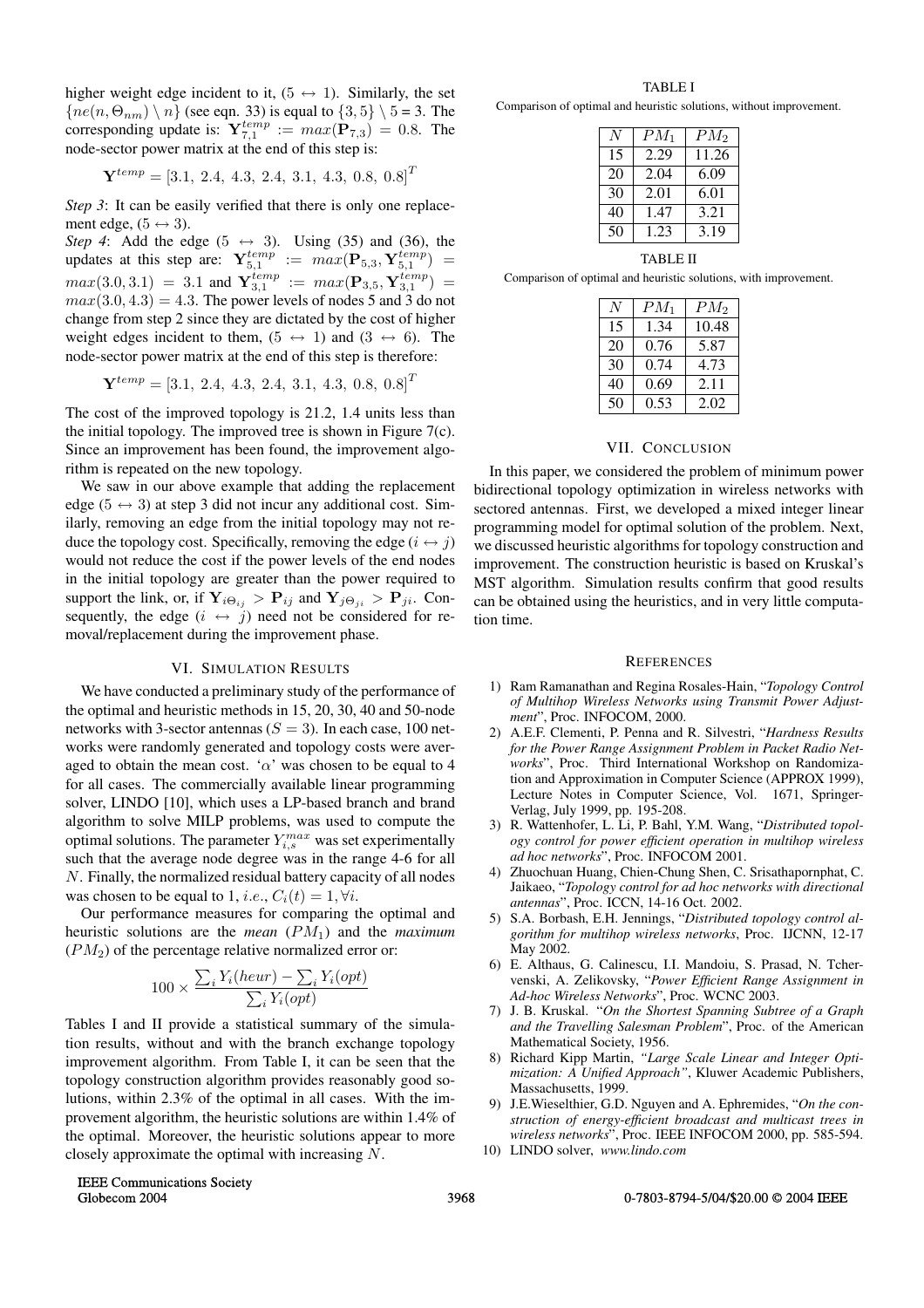higher weight edge incident to it, $(5 \leftrightarrow 1)$. Similarly, the set $\{ne(n, \Theta_{nm}) \setminus n\}$ (see eqn. 33) is equal to $\{3, 5\} \setminus 5 = 3$. The corresponding update is: $\mathbf{Y}^{temp}_{7,1} := max(\mathbf{P}_{7,3}) = 0.8$. The node-sector power matrix at the end of this step is:

$$\mathbf{Y}^{temp} = [3.1,\ 2.4,\ 4.3,\ 2.4,\ 3.1,\ 4.3,\ 0.8,\ 0.8]^T$$

*Step 3*: It can be easily verified that there is only one replacement edge, $(5 \leftrightarrow 3)$.

*Step 4*: Add the edge $(5 \leftrightarrow 3)$. Using (35) and (36), the updates at this step are: $\mathbf{Y}^{temp}_{5,1} := max(\mathbf{P}_{5,3}, \mathbf{Y}^{temp}_{5,1}) = max(3.0, 3.1) = 3.1$ and $\mathbf{Y}^{temp}_{3,1} := max(\mathbf{P}_{3,5}, \mathbf{Y}^{temp}_{3,1}) = max(3.0, 4.3) = 4.3$. The power levels of nodes 5 and 3 do not change from step 2 since they are dictated by the cost of higher weight edges incident to them, $(5 \leftrightarrow 1)$ and $(3 \leftrightarrow 6)$. The node-sector power matrix at the end of this step is therefore:

$$\mathbf{Y}^{temp} = [3.1,\ 2.4,\ 4.3,\ 2.4,\ 3.1,\ 4.3,\ 0.8,\ 0.8]^T$$

The cost of the improved topology is 21.2, 1.4 units less than the initial topology. The improved tree is shown in Figure 7(c). Since an improvement has been found, the improvement algorithm is repeated on the new topology.

We saw in our above example that adding the replacement edge $(5 \leftrightarrow 3)$ at step 3 did not incur any additional cost. Similarly, removing an edge from the initial topology may not reduce the topology cost. Specifically, removing the edge $(i \leftrightarrow j)$ would not reduce the cost if the power levels of the end nodes in the initial topology are greater than the power required to support the link, or, if $\mathbf{Y}_{i\Theta_{ij}} > \mathbf{P}_{ij}$ and $\mathbf{Y}_{j\Theta_{ji}} > \mathbf{P}_{ji}$. Consequently, the edge $(i \leftrightarrow j)$ need not be considered for removal/replacement during the improvement phase.

## VI. Simulation Results

We have conducted a preliminary study of the performance of the optimal and heuristic methods in 15, 20, 30, 40 and 50-node networks with 3-sector antennas ($S = 3$). In each case, 100 networks were randomly generated and topology costs were averaged to obtain the mean cost. '$\alpha$' was chosen to be equal to 4 for all cases. The commercially available linear programming solver, LINDO [10], which uses a LP-based branch and brand algorithm to solve MILP problems, was used to compute the optimal solutions. The parameter $Y^{max}_{i,s}$ was set experimentally such that the average node degree was in the range 4-6 for all $N$. Finally, the normalized residual battery capacity of all nodes was chosen to be equal to 1, *i.e.*, $C_i(t) = 1, \forall i$.

Our performance measures for comparing the optimal and heuristic solutions are the *mean* ($PM_1$) and the *maximum* ($PM_2$) of the percentage relative normalized error or:

$$100 \times \frac{\sum_i Y_i(heur) - \sum_i Y_i(opt)}{\sum_i Y_i(opt)}$$

Tables I and II provide a statistical summary of the simulation results, without and with the branch exchange topology improvement algorithm. From Table I, it can be seen that the topology construction algorithm provides reasonably good solutions, within 2.3% of the optimal in all cases. With the improvement algorithm, the heuristic solutions are within 1.4% of the optimal. Moreover, the heuristic solutions appear to more closely approximate the optimal with increasing $N$.

TABLE I

Comparison of optimal and heuristic solutions, without improvement.

| $N$ | $PM_1$ | $PM_2$ |
|---|---|---|
| 15 | 2.29 | 11.26 |
| 20 | 2.04 | 6.09 |
| 30 | 2.01 | 6.01 |
| 40 | 1.47 | 3.21 |
| 50 | 1.23 | 3.19 |

TABLE II

Comparison of optimal and heuristic solutions, with improvement.

| $N$ | $PM_1$ | $PM_2$ |
|---|---|---|
| 15 | 1.34 | 10.48 |
| 20 | 0.76 | 5.87 |
| 30 | 0.74 | 4.73 |
| 40 | 0.69 | 2.11 |
| 50 | 0.53 | 2.02 |

## VII. Conclusion

In this paper, we considered the problem of minimum power bidirectional topology optimization in wireless networks with sectored antennas. First, we developed a mixed integer linear programming model for optimal solution of the problem. Next, we discussed heuristic algorithms for topology construction and improvement. The construction heuristic is based on Kruskal's MST algorithm. Simulation results confirm that good results can be obtained using the heuristics, and in very little computation time.

## References

1) Ram Ramanathan and Regina Rosales-Hain, "*Topology Control of Multihop Wireless Networks using Transmit Power Adjustment*", Proc. INFOCOM, 2000.
2) A.E.F. Clementi, P. Penna and R. Silvestri, "*Hardness Results for the Power Range Assignment Problem in Packet Radio Networks*", Proc. Third International Workshop on Randomization and Approximation in Computer Science (APPROX 1999), Lecture Notes in Computer Science, Vol. 1671, Springer-Verlag, July 1999, pp. 195-208.
3) R. Wattenhofer, L. Li, P. Bahl, Y.M. Wang, "*Distributed topology control for power efficient operation in multihop wireless ad hoc networks*", Proc. INFOCOM 2001.
4) Zhuochuan Huang, Chien-Chung Shen, C. Srisathapornphat, C. Jaikaeo, "*Topology control for ad hoc networks with directional antennas*", Proc. ICCN, 14-16 Oct. 2002.
5) S.A. Borbash, E.H. Jennings, "*Distributed topology control algorithm for multihop wireless networks*, Proc. IJCNN, 12-17 May 2002.
6) E. Althaus, G. Calinescu, I.I. Mandoiu, S. Prasad, N. Tchervenski, A. Zelikovsky, "*Power Efficient Range Assignment in Ad-hoc Wireless Networks*", Proc. WCNC 2003.
7) J. B. Kruskal. "*On the Shortest Spanning Subtree of a Graph and the Travelling Salesman Problem*", Proc. of the American Mathematical Society, 1956.
8) Richard Kipp Martin, *"Large Scale Linear and Integer Optimization: A Unified Approach"*, Kluwer Academic Publishers, Massachusetts, 1999.
9) J.E.Wieselthier, G.D. Nguyen and A. Ephremides, "*On the construction of energy-efficient broadcast and multicast trees in wireless networks*", Proc. IEEE INFOCOM 2000, pp. 585-594.
10) LINDO solver, *www.lindo.com*